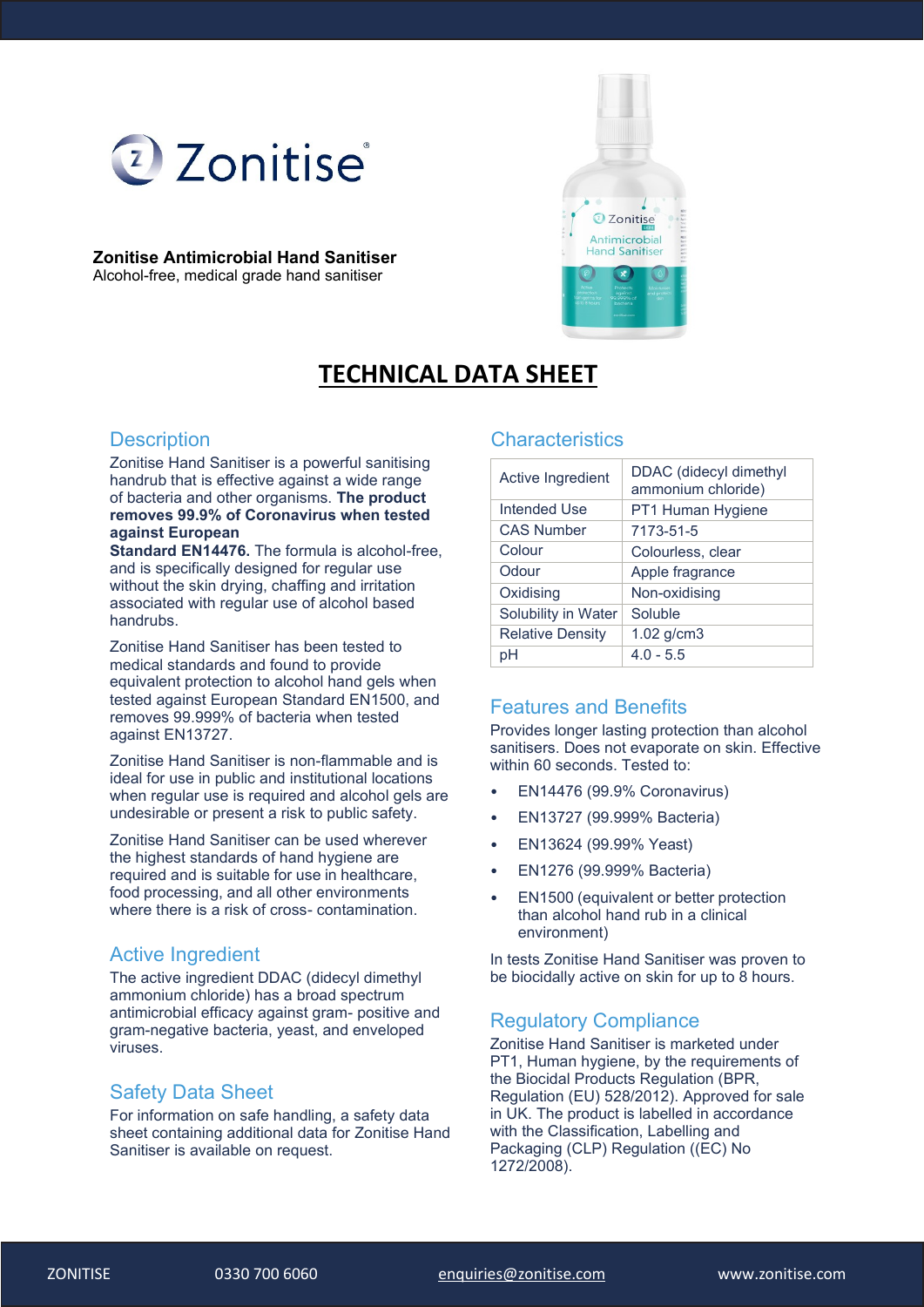# Zonitise®

**Zonitise Antimicrobial Hand Sanitiser**
Alcohol-free, medical grade hand sanitiser

# TECHNICAL DATA SHEET

## Description

Zonitise Hand Sanitiser is a powerful sanitising handrub that is effective against a wide range of bacteria and other organisms. **The product removes 99.9% of Coronavirus when tested against European Standard EN14476.** The formula is alcohol-free, and is specifically designed for regular use without the skin drying, chaffing and irritation associated with regular use of alcohol based handrubs.

Zonitise Hand Sanitiser has been tested to medical standards and found to provide equivalent protection to alcohol hand gels when tested against European Standard EN1500, and removes 99.999% of bacteria when tested against EN13727.

Zonitise Hand Sanitiser is non-flammable and is ideal for use in public and institutional locations when regular use is required and alcohol gels are undesirable or present a risk to public safety.

Zonitise Hand Sanitiser can be used wherever the highest standards of hand hygiene are required and is suitable for use in healthcare, food processing, and all other environments where there is a risk of cross- contamination.

## Active Ingredient

The active ingredient DDAC (didecyl dimethyl ammonium chloride) has a broad spectrum antimicrobial efficacy against gram- positive and gram-negative bacteria, yeast, and enveloped viruses.

## Safety Data Sheet

For information on safe handling, a safety data sheet containing additional data for Zonitise Hand Sanitiser is available on request.

## Characteristics

| | |
|---|---|
| Active Ingredient | DDAC (didecyl dimethyl ammonium chloride) |
| Intended Use | PT1 Human Hygiene |
| CAS Number | 7173-51-5 |
| Colour | Colourless, clear |
| Odour | Apple fragrance |
| Oxidising | Non-oxidising |
| Solubility in Water | Soluble |
| Relative Density | 1.02 g/cm3 |
| pH | 4.0 - 5.5 |

## Features and Benefits

Provides longer lasting protection than alcohol sanitisers. Does not evaporate on skin. Effective within 60 seconds. Tested to:

- EN14476 (99.9% Coronavirus)
- EN13727 (99.999% Bacteria)
- EN13624 (99.99% Yeast)
- EN1276 (99.999% Bacteria)
- EN1500 (equivalent or better protection than alcohol hand rub in a clinical environment)

In tests Zonitise Hand Sanitiser was proven to be biocidally active on skin for up to 8 hours.

## Regulatory Compliance

Zonitise Hand Sanitiser is marketed under PT1, Human hygiene, by the requirements of the Biocidal Products Regulation (BPR, Regulation (EU) 528/2012). Approved for sale in UK. The product is labelled in accordance with the Classification, Labelling and Packaging (CLP) Regulation ((EC) No 1272/2008).

ZONITISE 0330 700 6060 enquiries@zonitise.com www.zonitise.com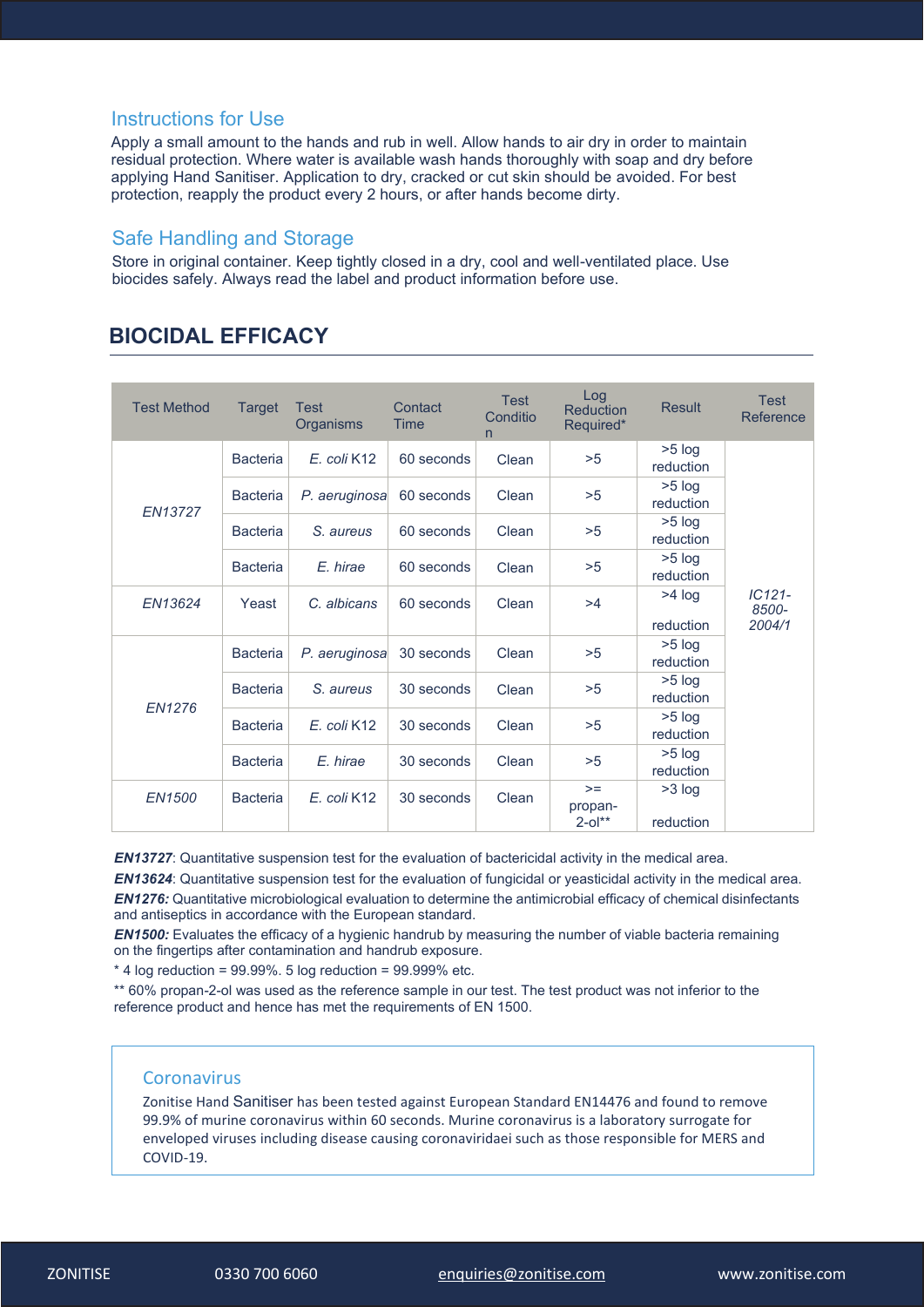## Instructions for Use

Apply a small amount to the hands and rub in well. Allow hands to air dry in order to maintain residual protection. Where water is available wash hands thoroughly with soap and dry before applying Hand Sanitiser. Application to dry, cracked or cut skin should be avoided. For best protection, reapply the product every 2 hours, or after hands become dirty.

## Safe Handling and Storage

Store in original container. Keep tightly closed in a dry, cool and well-ventilated place. Use biocides safely. Always read the label and product information before use.

# BIOCIDAL EFFICACY

| Test Method | Target | Test Organisms | Contact Time | Test Condition | Log Reduction Required* | Result | Test Reference |
|---|---|---|---|---|---|---|---|
| *EN13727* | Bacteria | *E. coli* K12 | 60 seconds | Clean | >5 | >5 log reduction | *IC121-8500-2004/1* |
| | Bacteria | *P. aeruginosa* | 60 seconds | Clean | >5 | >5 log reduction | |
| | Bacteria | *S. aureus* | 60 seconds | Clean | >5 | >5 log reduction | |
| | Bacteria | *E. hirae* | 60 seconds | Clean | >5 | >5 log reduction | |
| *EN13624* | Yeast | *C. albicans* | 60 seconds | Clean | >4 | >4 log reduction | |
| *EN1276* | Bacteria | *P. aeruginosa* | 30 seconds | Clean | >5 | >5 log reduction | |
| | Bacteria | *S. aureus* | 30 seconds | Clean | >5 | >5 log reduction | |
| | Bacteria | *E. coli* K12 | 30 seconds | Clean | >5 | >5 log reduction | |
| | Bacteria | *E. hirae* | 30 seconds | Clean | >5 | >5 log reduction | |
| *EN1500* | Bacteria | *E. coli* K12 | 30 seconds | Clean | >= propan-2-ol** | >3 log reduction | |

***EN13727***: Quantitative suspension test for the evaluation of bactericidal activity in the medical area.

***EN13624***: Quantitative suspension test for the evaluation of fungicidal or yeasticidal activity in the medical area.

***EN1276:*** Quantitative microbiological evaluation to determine the antimicrobial efficacy of chemical disinfectants and antiseptics in accordance with the European standard.

***EN1500:*** Evaluates the efficacy of a hygienic handrub by measuring the number of viable bacteria remaining on the fingertips after contamination and handrub exposure.

* 4 log reduction = 99.99%. 5 log reduction = 99.999% etc.

** 60% propan-2-ol was used as the reference sample in our test. The test product was not inferior to the reference product and hence has met the requirements of EN 1500.

## Coronavirus

Zonitise Hand Sanitiser has been tested against European Standard EN14476 and found to remove 99.9% of murine coronavirus within 60 seconds. Murine coronavirus is a laboratory surrogate for enveloped viruses including disease causing coronaviridaei such as those responsible for MERS and COVID-19.

ZONITISE 0330 700 6060 enquiries@zonitise.com www.zonitise.com